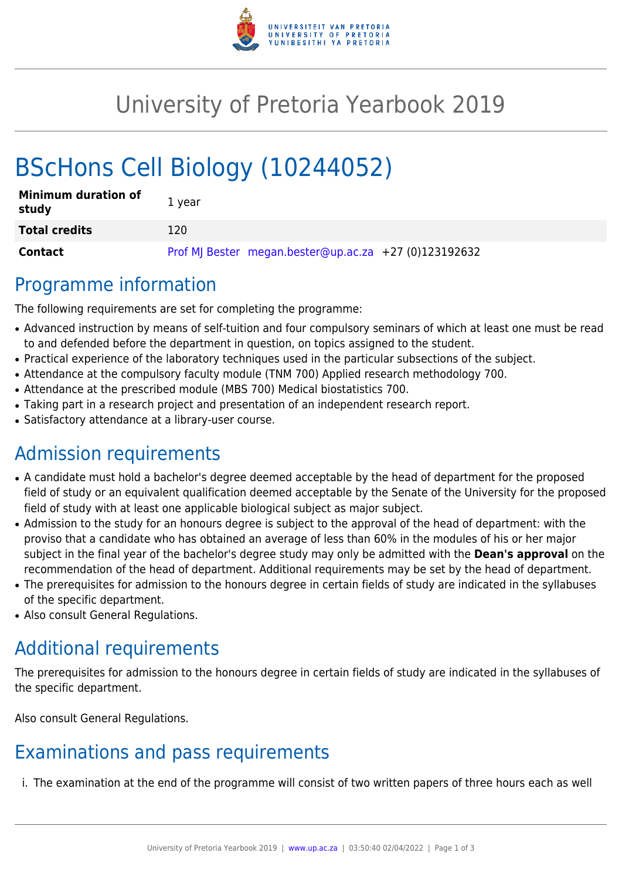# University of Pretoria Yearbook 2019

# BScHons Cell Biology (10244052)

| **Minimum duration of study** | 1 year |
|---|---|
| **Total credits** | 120 |
| **Contact** | Prof MJ Bester megan.bester@up.ac.za +27 (0)123192632 |

## Programme information

The following requirements are set for completing the programme:

- Advanced instruction by means of self-tuition and four compulsory seminars of which at least one must be read to and defended before the department in question, on topics assigned to the student.
- Practical experience of the laboratory techniques used in the particular subsections of the subject.
- Attendance at the compulsory faculty module (TNM 700) Applied research methodology 700.
- Attendance at the prescribed module (MBS 700) Medical biostatistics 700.
- Taking part in a research project and presentation of an independent research report.
- Satisfactory attendance at a library-user course.

## Admission requirements

- A candidate must hold a bachelor's degree deemed acceptable by the head of department for the proposed field of study or an equivalent qualification deemed acceptable by the Senate of the University for the proposed field of study with at least one applicable biological subject as major subject.
- Admission to the study for an honours degree is subject to the approval of the head of department: with the proviso that a candidate who has obtained an average of less than 60% in the modules of his or her major subject in the final year of the bachelor's degree study may only be admitted with the **Dean's approval** on the recommendation of the head of department. Additional requirements may be set by the head of department.
- The prerequisites for admission to the honours degree in certain fields of study are indicated in the syllabuses of the specific department.
- Also consult General Regulations.

## Additional requirements

The prerequisites for admission to the honours degree in certain fields of study are indicated in the syllabuses of the specific department.

Also consult General Regulations.

## Examinations and pass requirements

i. The examination at the end of the programme will consist of two written papers of three hours each as well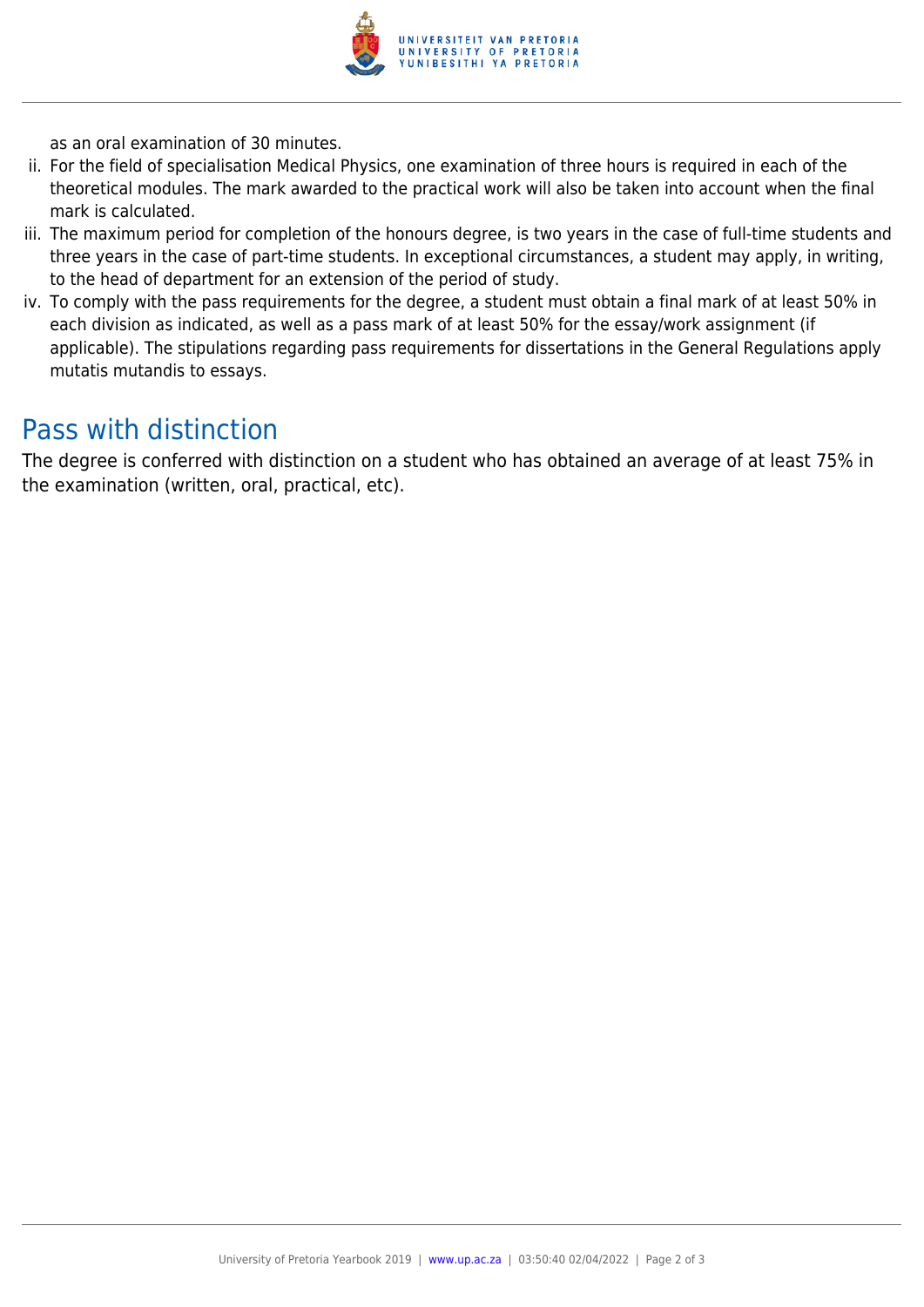as an oral examination of 30 minutes.

ii. For the field of specialisation Medical Physics, one examination of three hours is required in each of the theoretical modules. The mark awarded to the practical work will also be taken into account when the final mark is calculated.
iii. The maximum period for completion of the honours degree, is two years in the case of full-time students and three years in the case of part-time students. In exceptional circumstances, a student may apply, in writing, to the head of department for an extension of the period of study.
iv. To comply with the pass requirements for the degree, a student must obtain a final mark of at least 50% in each division as indicated, as well as a pass mark of at least 50% for the essay/work assignment (if applicable). The stipulations regarding pass requirements for dissertations in the General Regulations apply mutatis mutandis to essays.

## Pass with distinction

The degree is conferred with distinction on a student who has obtained an average of at least 75% in the examination (written, oral, practical, etc).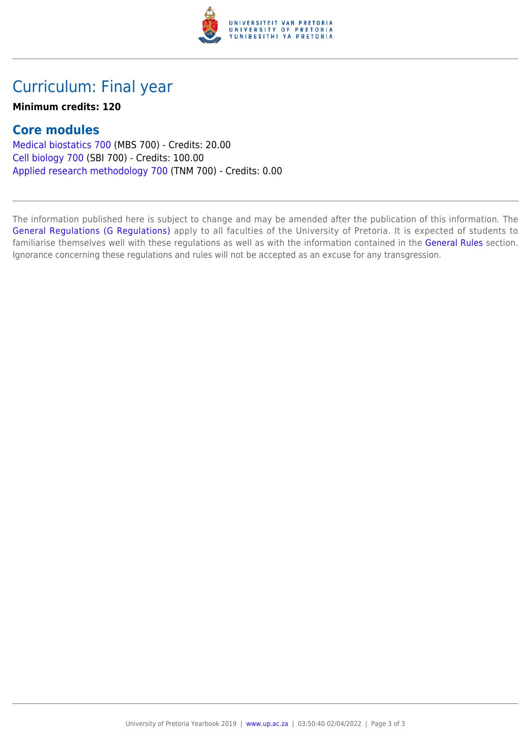## Curriculum: Final year

**Minimum credits: 120**

### Core modules

Medical biostatics 700 (MBS 700) - Credits: 20.00
Cell biology 700 (SBI 700) - Credits: 100.00
Applied research methodology 700 (TNM 700) - Credits: 0.00

The information published here is subject to change and may be amended after the publication of this information. The General Regulations (G Regulations) apply to all faculties of the University of Pretoria. It is expected of students to familiarise themselves well with these regulations as well as with the information contained in the General Rules section. Ignorance concerning these regulations and rules will not be accepted as an excuse for any transgression.